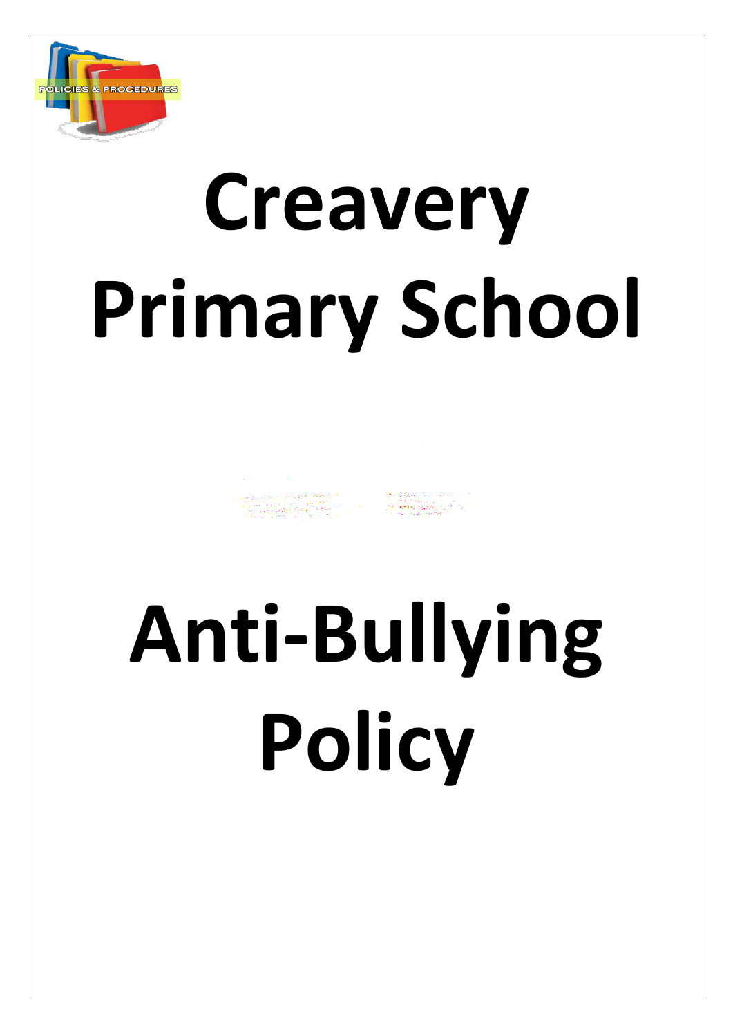# Creavery Primary School

# Anti-Bullying Policy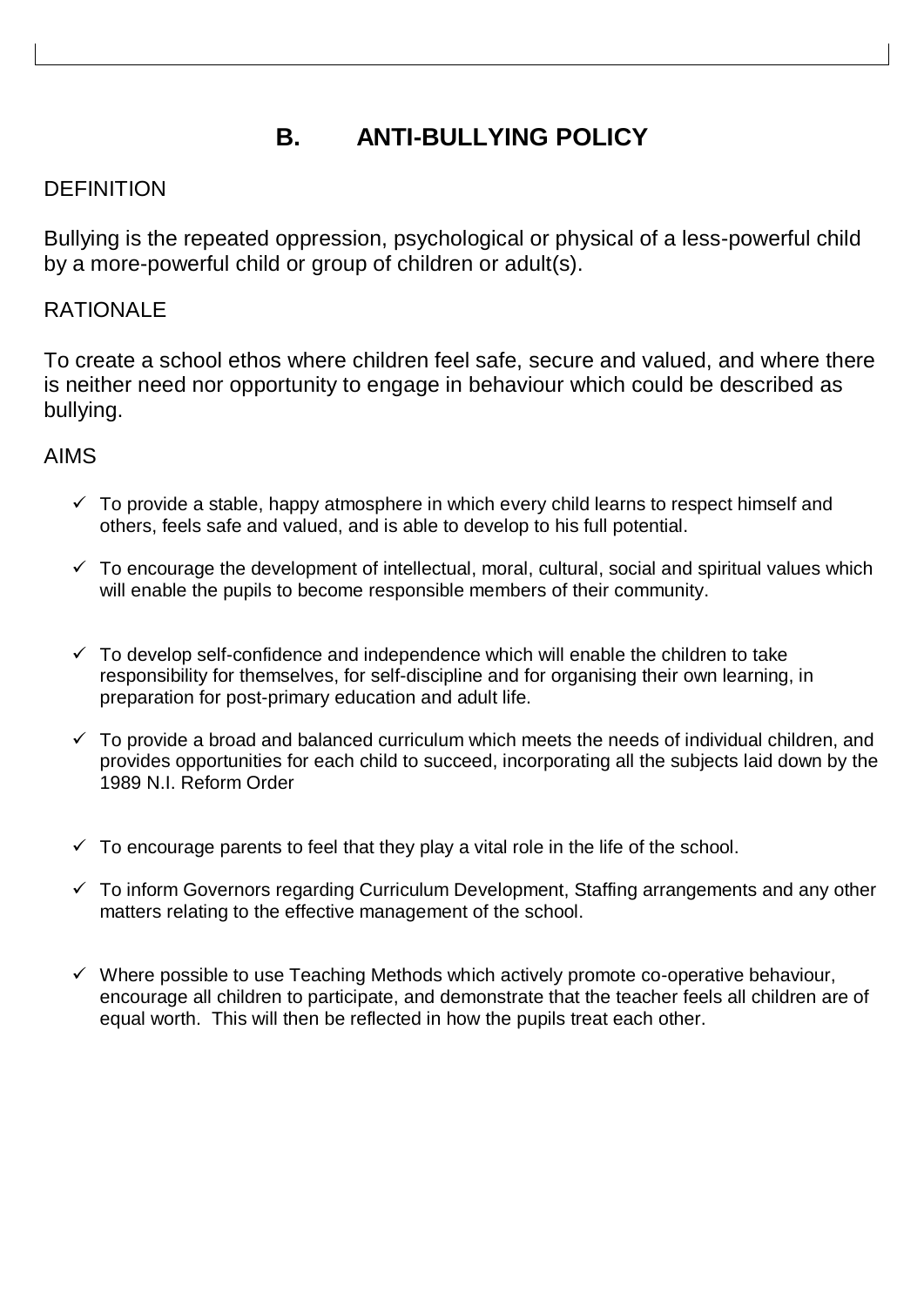# B. ANTI-BULLYING POLICY

## DEFINITION

Bullying is the repeated oppression, psychological or physical of a less-powerful child by a more-powerful child or group of children or adult(s).

## RATIONALE

To create a school ethos where children feel safe, secure and valued, and where there is neither need nor opportunity to engage in behaviour which could be described as bullying.

## AIMS

- ✓ To provide a stable, happy atmosphere in which every child learns to respect himself and others, feels safe and valued, and is able to develop to his full potential.
- ✓ To encourage the development of intellectual, moral, cultural, social and spiritual values which will enable the pupils to become responsible members of their community.
- ✓ To develop self-confidence and independence which will enable the children to take responsibility for themselves, for self-discipline and for organising their own learning, in preparation for post-primary education and adult life.
- ✓ To provide a broad and balanced curriculum which meets the needs of individual children, and provides opportunities for each child to succeed, incorporating all the subjects laid down by the 1989 N.I. Reform Order
- ✓ To encourage parents to feel that they play a vital role in the life of the school.
- ✓ To inform Governors regarding Curriculum Development, Staffing arrangements and any other matters relating to the effective management of the school.
- ✓ Where possible to use Teaching Methods which actively promote co-operative behaviour, encourage all children to participate, and demonstrate that the teacher feels all children are of equal worth. This will then be reflected in how the pupils treat each other.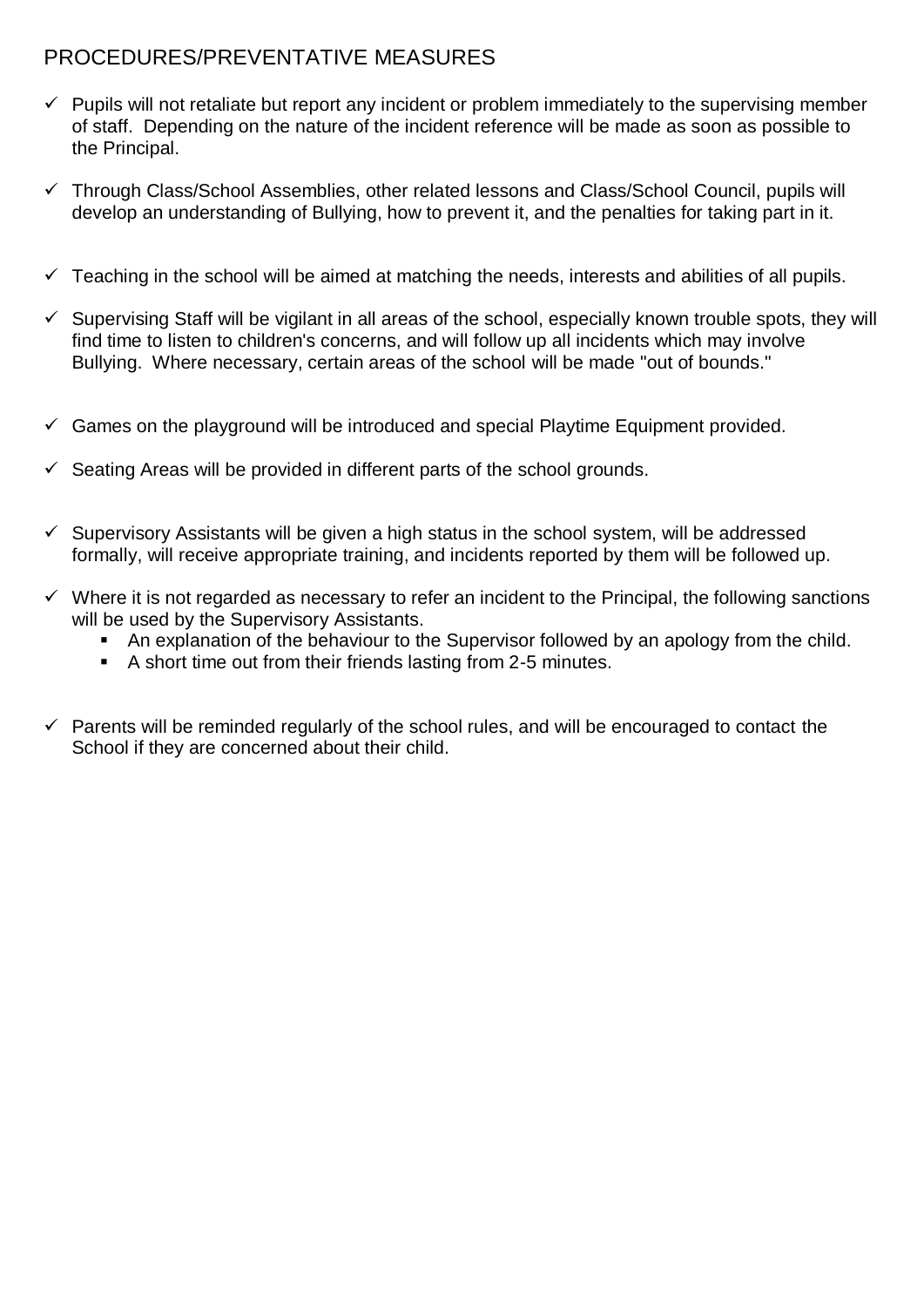## PROCEDURES/PREVENTATIVE MEASURES

- ✓ Pupils will not retaliate but report any incident or problem immediately to the supervising member of staff. Depending on the nature of the incident reference will be made as soon as possible to the Principal.
- ✓ Through Class/School Assemblies, other related lessons and Class/School Council, pupils will develop an understanding of Bullying, how to prevent it, and the penalties for taking part in it.
- ✓ Teaching in the school will be aimed at matching the needs, interests and abilities of all pupils.
- ✓ Supervising Staff will be vigilant in all areas of the school, especially known trouble spots, they will find time to listen to children's concerns, and will follow up all incidents which may involve Bullying. Where necessary, certain areas of the school will be made "out of bounds."
- ✓ Games on the playground will be introduced and special Playtime Equipment provided.
- ✓ Seating Areas will be provided in different parts of the school grounds.
- ✓ Supervisory Assistants will be given a high status in the school system, will be addressed formally, will receive appropriate training, and incidents reported by them will be followed up.
- ✓ Where it is not regarded as necessary to refer an incident to the Principal, the following sanctions will be used by the Supervisory Assistants.
  - An explanation of the behaviour to the Supervisor followed by an apology from the child.
  - A short time out from their friends lasting from 2-5 minutes.
- ✓ Parents will be reminded regularly of the school rules, and will be encouraged to contact the School if they are concerned about their child.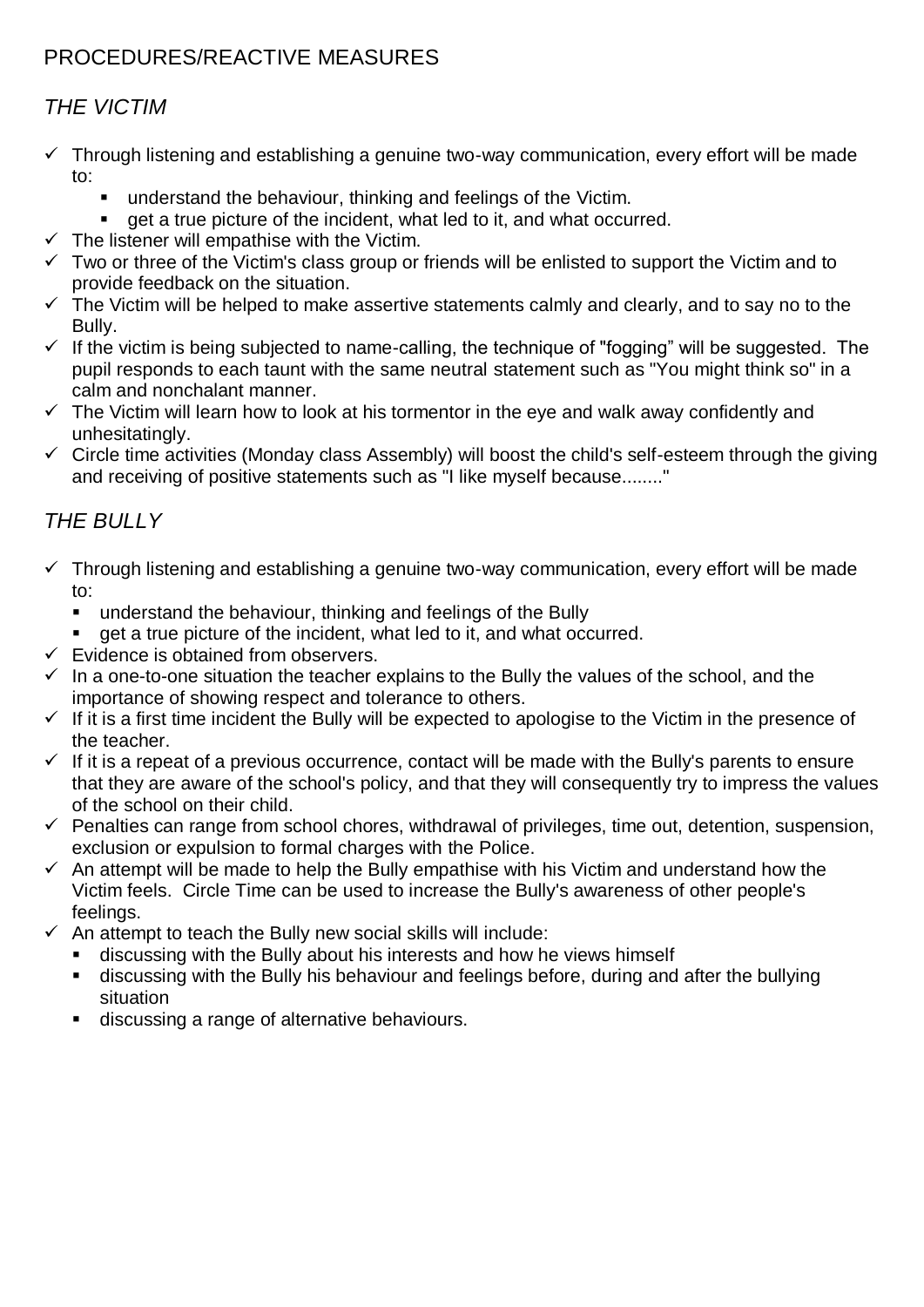## PROCEDURES/REACTIVE MEASURES

### *THE VICTIM*

- ✓ Through listening and establishing a genuine two-way communication, every effort will be made to:
  - understand the behaviour, thinking and feelings of the Victim.
  - get a true picture of the incident, what led to it, and what occurred.
- ✓ The listener will empathise with the Victim.
- ✓ Two or three of the Victim's class group or friends will be enlisted to support the Victim and to provide feedback on the situation.
- ✓ The Victim will be helped to make assertive statements calmly and clearly, and to say no to the Bully.
- ✓ If the victim is being subjected to name-calling, the technique of "fogging" will be suggested. The pupil responds to each taunt with the same neutral statement such as "You might think so" in a calm and nonchalant manner.
- ✓ The Victim will learn how to look at his tormentor in the eye and walk away confidently and unhesitatingly.
- ✓ Circle time activities (Monday class Assembly) will boost the child's self-esteem through the giving and receiving of positive statements such as "I like myself because........"

### *THE BULLY*

- ✓ Through listening and establishing a genuine two-way communication, every effort will be made to:
  - understand the behaviour, thinking and feelings of the Bully
  - get a true picture of the incident, what led to it, and what occurred.
- ✓ Evidence is obtained from observers.
- ✓ In a one-to-one situation the teacher explains to the Bully the values of the school, and the importance of showing respect and tolerance to others.
- ✓ If it is a first time incident the Bully will be expected to apologise to the Victim in the presence of the teacher.
- ✓ If it is a repeat of a previous occurrence, contact will be made with the Bully's parents to ensure that they are aware of the school's policy, and that they will consequently try to impress the values of the school on their child.
- ✓ Penalties can range from school chores, withdrawal of privileges, time out, detention, suspension, exclusion or expulsion to formal charges with the Police.
- ✓ An attempt will be made to help the Bully empathise with his Victim and understand how the Victim feels. Circle Time can be used to increase the Bully's awareness of other people's feelings.
- ✓ An attempt to teach the Bully new social skills will include:
  - discussing with the Bully about his interests and how he views himself
  - discussing with the Bully his behaviour and feelings before, during and after the bullying situation
  - discussing a range of alternative behaviours.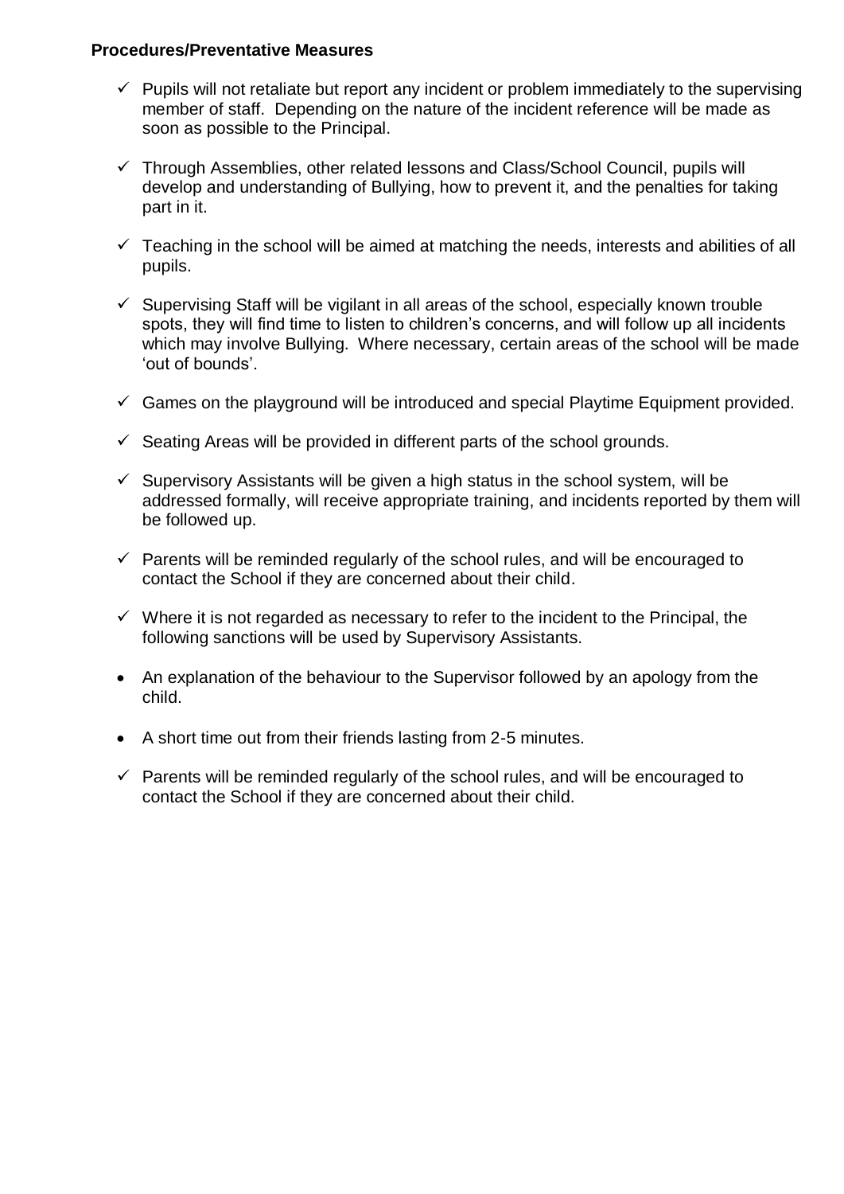**Procedures/Preventative Measures**

- ✓ Pupils will not retaliate but report any incident or problem immediately to the supervising member of staff. Depending on the nature of the incident reference will be made as soon as possible to the Principal.
- ✓ Through Assemblies, other related lessons and Class/School Council, pupils will develop and understanding of Bullying, how to prevent it, and the penalties for taking part in it.
- ✓ Teaching in the school will be aimed at matching the needs, interests and abilities of all pupils.
- ✓ Supervising Staff will be vigilant in all areas of the school, especially known trouble spots, they will find time to listen to children's concerns, and will follow up all incidents which may involve Bullying. Where necessary, certain areas of the school will be made 'out of bounds'.
- ✓ Games on the playground will be introduced and special Playtime Equipment provided.
- ✓ Seating Areas will be provided in different parts of the school grounds.
- ✓ Supervisory Assistants will be given a high status in the school system, will be addressed formally, will receive appropriate training, and incidents reported by them will be followed up.
- ✓ Parents will be reminded regularly of the school rules, and will be encouraged to contact the School if they are concerned about their child.
- ✓ Where it is not regarded as necessary to refer to the incident to the Principal, the following sanctions will be used by Supervisory Assistants.

- An explanation of the behaviour to the Supervisor followed by an apology from the child.
- A short time out from their friends lasting from 2-5 minutes.

- ✓ Parents will be reminded regularly of the school rules, and will be encouraged to contact the School if they are concerned about their child.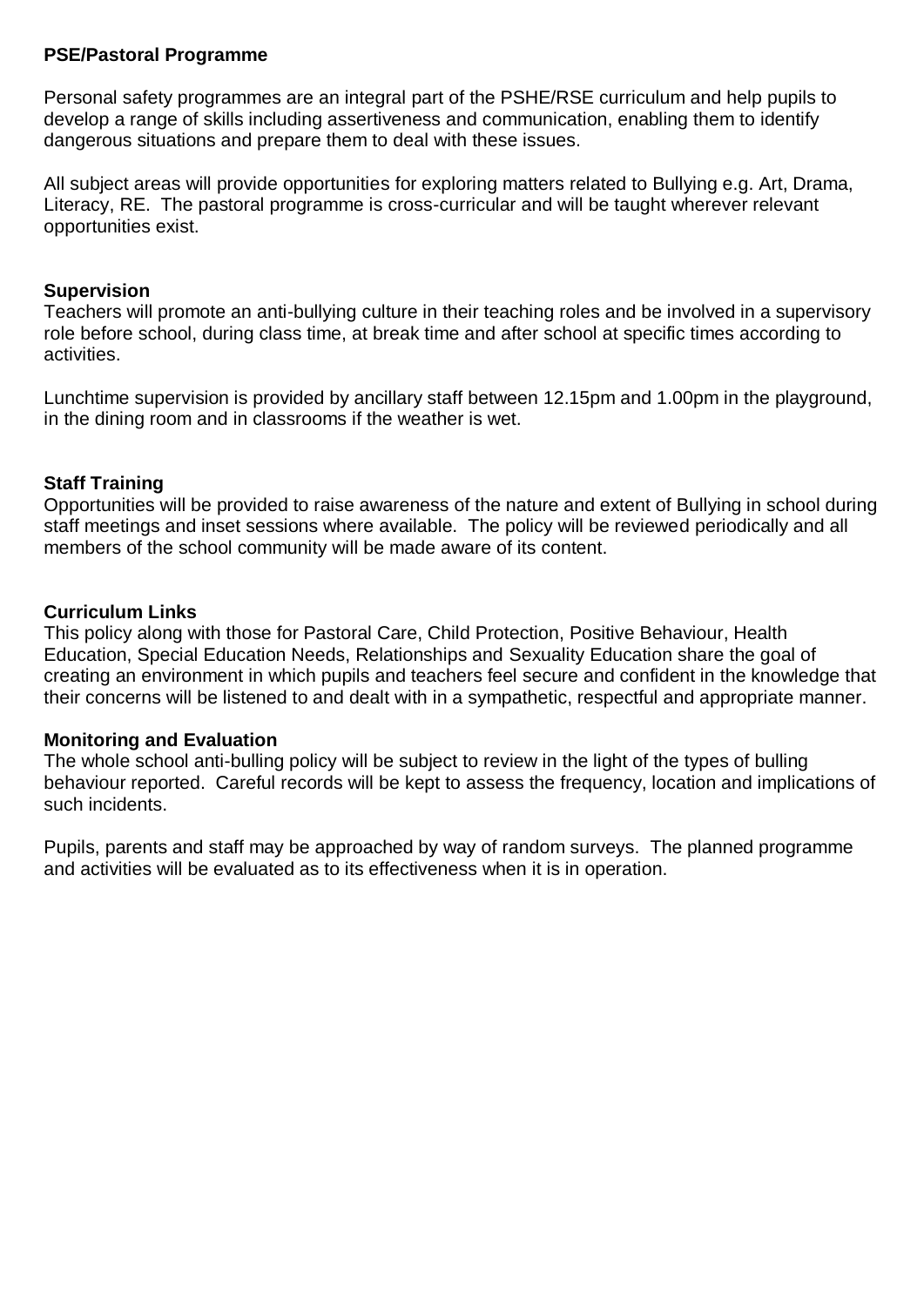**PSE/Pastoral Programme**

Personal safety programmes are an integral part of the PSHE/RSE curriculum and help pupils to develop a range of skills including assertiveness and communication, enabling them to identify dangerous situations and prepare them to deal with these issues.

All subject areas will provide opportunities for exploring matters related to Bullying e.g. Art, Drama, Literacy, RE. The pastoral programme is cross-curricular and will be taught wherever relevant opportunities exist.

**Supervision**

Teachers will promote an anti-bullying culture in their teaching roles and be involved in a supervisory role before school, during class time, at break time and after school at specific times according to activities.

Lunchtime supervision is provided by ancillary staff between 12.15pm and 1.00pm in the playground, in the dining room and in classrooms if the weather is wet.

**Staff Training**

Opportunities will be provided to raise awareness of the nature and extent of Bullying in school during staff meetings and inset sessions where available. The policy will be reviewed periodically and all members of the school community will be made aware of its content.

**Curriculum Links**

This policy along with those for Pastoral Care, Child Protection, Positive Behaviour, Health Education, Special Education Needs, Relationships and Sexuality Education share the goal of creating an environment in which pupils and teachers feel secure and confident in the knowledge that their concerns will be listened to and dealt with in a sympathetic, respectful and appropriate manner.

**Monitoring and Evaluation**

The whole school anti-bulling policy will be subject to review in the light of the types of bulling behaviour reported. Careful records will be kept to assess the frequency, location and implications of such incidents.

Pupils, parents and staff may be approached by way of random surveys. The planned programme and activities will be evaluated as to its effectiveness when it is in operation.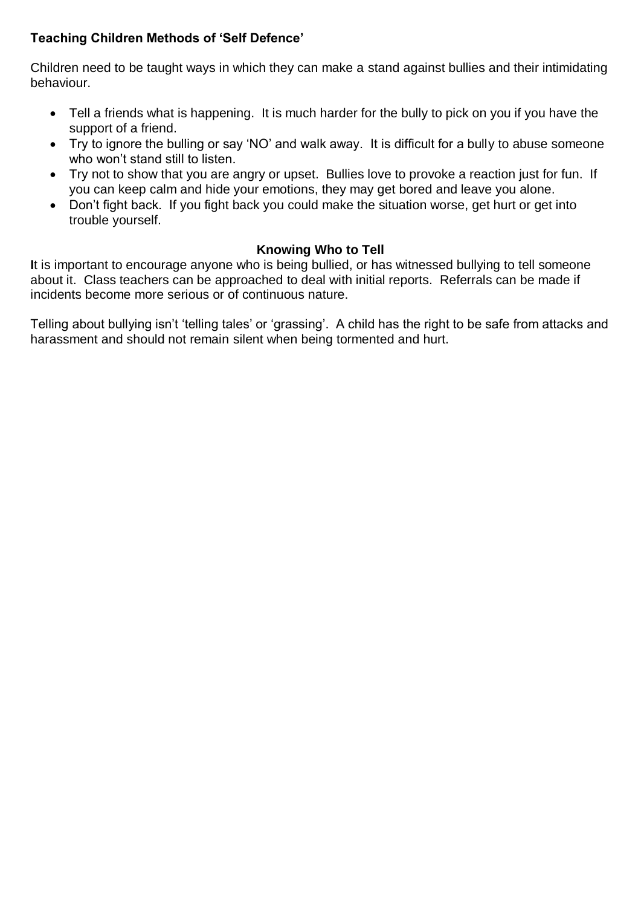**Teaching Children Methods of 'Self Defence'**

Children need to be taught ways in which they can make a stand against bullies and their intimidating behaviour.

- Tell a friends what is happening. It is much harder for the bully to pick on you if you have the support of a friend.
- Try to ignore the bulling or say 'NO' and walk away. It is difficult for a bully to abuse someone who won't stand still to listen.
- Try not to show that you are angry or upset. Bullies love to provoke a reaction just for fun. If you can keep calm and hide your emotions, they may get bored and leave you alone.
- Don't fight back. If you fight back you could make the situation worse, get hurt or get into trouble yourself.

**Knowing Who to Tell**

It is important to encourage anyone who is being bullied, or has witnessed bullying to tell someone about it. Class teachers can be approached to deal with initial reports. Referrals can be made if incidents become more serious or of continuous nature.

Telling about bullying isn't 'telling tales' or 'grassing'. A child has the right to be safe from attacks and harassment and should not remain silent when being tormented and hurt.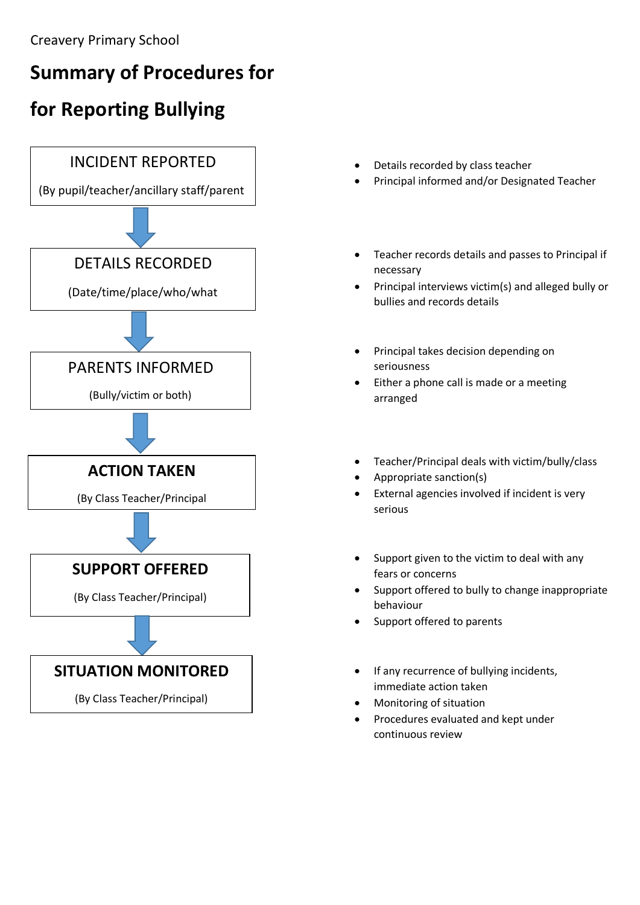Creavery Primary School

# Summary of Procedures for

# for Reporting Bullying

**INCIDENT REPORTED**

(By pupil/teacher/ancillary staff/parent

- Details recorded by class teacher
- Principal informed and/or Designated Teacher

↓

**DETAILS RECORDED**

(Date/time/place/who/what

- Teacher records details and passes to Principal if necessary
- Principal interviews victim(s) and alleged bully or bullies and records details

↓

**PARENTS INFORMED**

(Bully/victim or both)

- Principal takes decision depending on seriousness
- Either a phone call is made or a meeting arranged

↓

**ACTION TAKEN**

(By Class Teacher/Principal

- Teacher/Principal deals with victim/bully/class
- Appropriate sanction(s)
- External agencies involved if incident is very serious

↓

**SUPPORT OFFERED**

(By Class Teacher/Principal)

- Support given to the victim to deal with any fears or concerns
- Support offered to bully to change inappropriate behaviour
- Support offered to parents

↓

**SITUATION MONITORED**

(By Class Teacher/Principal)

- If any recurrence of bullying incidents, immediate action taken
- Monitoring of situation
- Procedures evaluated and kept under continuous review